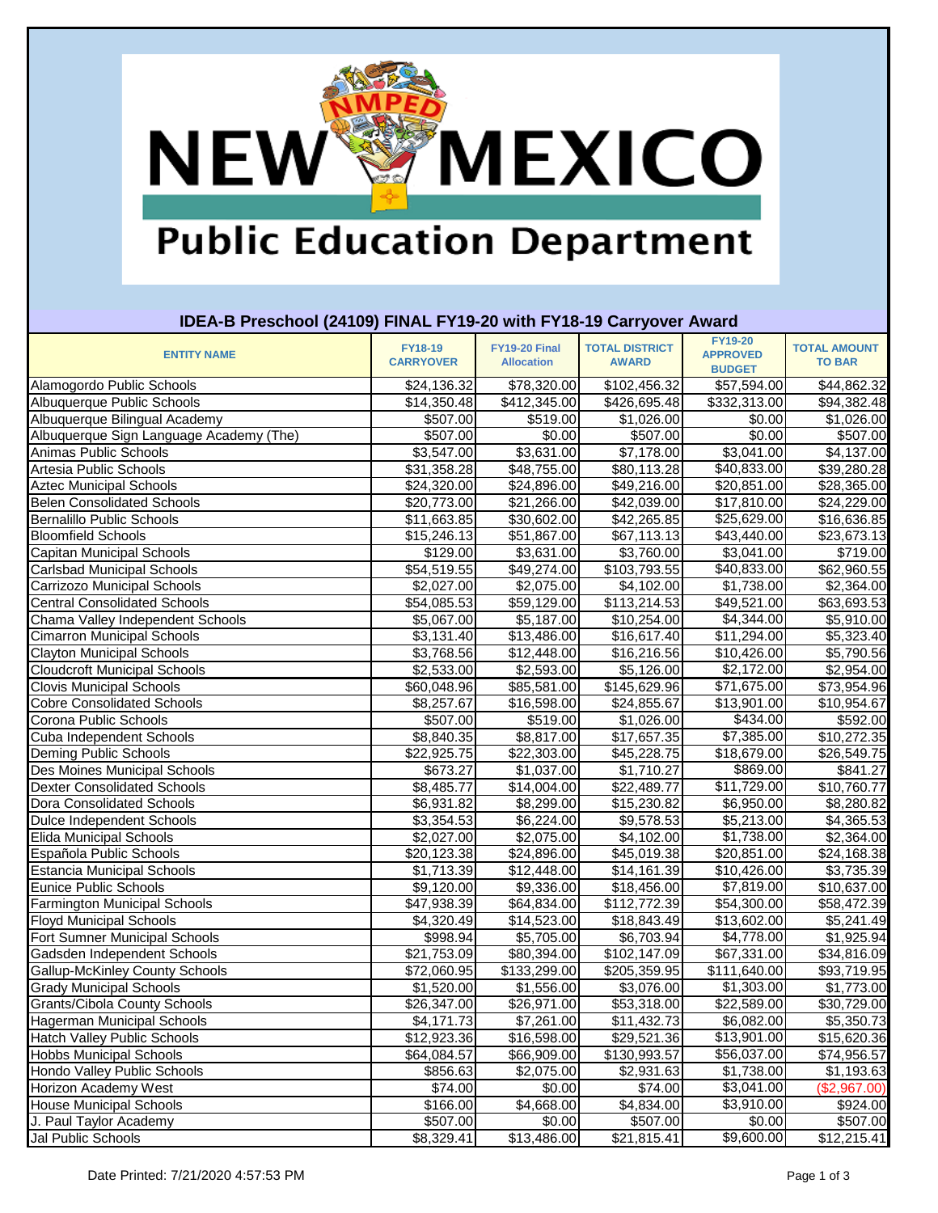# NEW MEXICO Public Education Department

## IDEA-B Preschool (24109) FINAL FY19-20 with FY18-19 Carryover Award

| ENTITY NAME | FY18-19 CARRYOVER | FY19-20 Final Allocation | TOTAL DISTRICT AWARD | FY19-20 APPROVED BUDGET | TOTAL AMOUNT TO BAR |
|---|---|---|---|---|---|
| Alamogordo Public Schools | $24,136.32 | $78,320.00 | $102,456.32 | $57,594.00 | $44,862.32 |
| Albuquerque Public Schools | $14,350.48 | $412,345.00 | $426,695.48 | $332,313.00 | $94,382.48 |
| Albuquerque Bilingual Academy | $507.00 | $519.00 | $1,026.00 | $0.00 | $1,026.00 |
| Albuquerque Sign Language Academy (The) | $507.00 | $0.00 | $507.00 | $0.00 | $507.00 |
| Animas Public Schools | $3,547.00 | $3,631.00 | $7,178.00 | $3,041.00 | $4,137.00 |
| Artesia Public Schools | $31,358.28 | $48,755.00 | $80,113.28 | $40,833.00 | $39,280.28 |
| Aztec Municipal Schools | $24,320.00 | $24,896.00 | $49,216.00 | $20,851.00 | $28,365.00 |
| Belen Consolidated Schools | $20,773.00 | $21,266.00 | $42,039.00 | $17,810.00 | $24,229.00 |
| Bernalillo Public Schools | $11,663.85 | $30,602.00 | $42,265.85 | $25,629.00 | $16,636.85 |
| Bloomfield Schools | $15,246.13 | $51,867.00 | $67,113.13 | $43,440.00 | $23,673.13 |
| Capitan Municipal Schools | $129.00 | $3,631.00 | $3,760.00 | $3,041.00 | $719.00 |
| Carlsbad Municipal Schools | $54,519.55 | $49,274.00 | $103,793.55 | $40,833.00 | $62,960.55 |
| Carrizozo Municipal Schools | $2,027.00 | $2,075.00 | $4,102.00 | $1,738.00 | $2,364.00 |
| Central Consolidated Schools | $54,085.53 | $59,129.00 | $113,214.53 | $49,521.00 | $63,693.53 |
| Chama Valley Independent Schools | $5,067.00 | $5,187.00 | $10,254.00 | $4,344.00 | $5,910.00 |
| Cimarron Municipal Schools | $3,131.40 | $13,486.00 | $16,617.40 | $11,294.00 | $5,323.40 |
| Clayton Municipal Schools | $3,768.56 | $12,448.00 | $16,216.56 | $10,426.00 | $5,790.56 |
| Cloudcroft Municipal Schools | $2,533.00 | $2,593.00 | $5,126.00 | $2,172.00 | $2,954.00 |
| Clovis Municipal Schools | $60,048.96 | $85,581.00 | $145,629.96 | $71,675.00 | $73,954.96 |
| Cobre Consolidated Schools | $8,257.67 | $16,598.00 | $24,855.67 | $13,901.00 | $10,954.67 |
| Corona Public Schools | $507.00 | $519.00 | $1,026.00 | $434.00 | $592.00 |
| Cuba Independent Schools | $8,840.35 | $8,817.00 | $17,657.35 | $7,385.00 | $10,272.35 |
| Deming Public Schools | $22,925.75 | $22,303.00 | $45,228.75 | $18,679.00 | $26,549.75 |
| Des Moines Municipal Schools | $673.27 | $1,037.00 | $1,710.27 | $869.00 | $841.27 |
| Dexter Consolidated Schools | $8,485.77 | $14,004.00 | $22,489.77 | $11,729.00 | $10,760.77 |
| Dora Consolidated Schools | $6,931.82 | $8,299.00 | $15,230.82 | $6,950.00 | $8,280.82 |
| Dulce Independent Schools | $3,354.53 | $6,224.00 | $9,578.53 | $5,213.00 | $4,365.53 |
| Elida Municipal Schools | $2,027.00 | $2,075.00 | $4,102.00 | $1,738.00 | $2,364.00 |
| Española Public Schools | $20,123.38 | $24,896.00 | $45,019.38 | $20,851.00 | $24,168.38 |
| Estancia Municipal Schools | $1,713.39 | $12,448.00 | $14,161.39 | $10,426.00 | $3,735.39 |
| Eunice Public Schools | $9,120.00 | $9,336.00 | $18,456.00 | $7,819.00 | $10,637.00 |
| Farmington Municipal Schools | $47,938.39 | $64,834.00 | $112,772.39 | $54,300.00 | $58,472.39 |
| Floyd Municipal Schools | $4,320.49 | $14,523.00 | $18,843.49 | $13,602.00 | $5,241.49 |
| Fort Sumner Municipal Schools | $998.94 | $5,705.00 | $6,703.94 | $4,778.00 | $1,925.94 |
| Gadsden Independent Schools | $21,753.09 | $80,394.00 | $102,147.09 | $67,331.00 | $34,816.09 |
| Gallup-McKinley County Schools | $72,060.95 | $133,299.00 | $205,359.95 | $111,640.00 | $93,719.95 |
| Grady Municipal Schools | $1,520.00 | $1,556.00 | $3,076.00 | $1,303.00 | $1,773.00 |
| Grants/Cibola County Schools | $26,347.00 | $26,971.00 | $53,318.00 | $22,589.00 | $30,729.00 |
| Hagerman Municipal Schools | $4,171.73 | $7,261.00 | $11,432.73 | $6,082.00 | $5,350.73 |
| Hatch Valley Public Schools | $12,923.36 | $16,598.00 | $29,521.36 | $13,901.00 | $15,620.36 |
| Hobbs Municipal Schools | $64,084.57 | $66,909.00 | $130,993.57 | $56,037.00 | $74,956.57 |
| Hondo Valley Public Schools | $856.63 | $2,075.00 | $2,931.63 | $1,738.00 | $1,193.63 |
| Horizon Academy West | $74.00 | $0.00 | $74.00 | $3,041.00 | ($2,967.00) |
| House Municipal Schools | $166.00 | $4,668.00 | $4,834.00 | $3,910.00 | $924.00 |
| J. Paul Taylor Academy | $507.00 | $0.00 | $507.00 | $0.00 | $507.00 |
| Jal Public Schools | $8,329.41 | $13,486.00 | $21,815.41 | $9,600.00 | $12,215.41 |

Date Printed: 7/21/2020 4:57:53 PM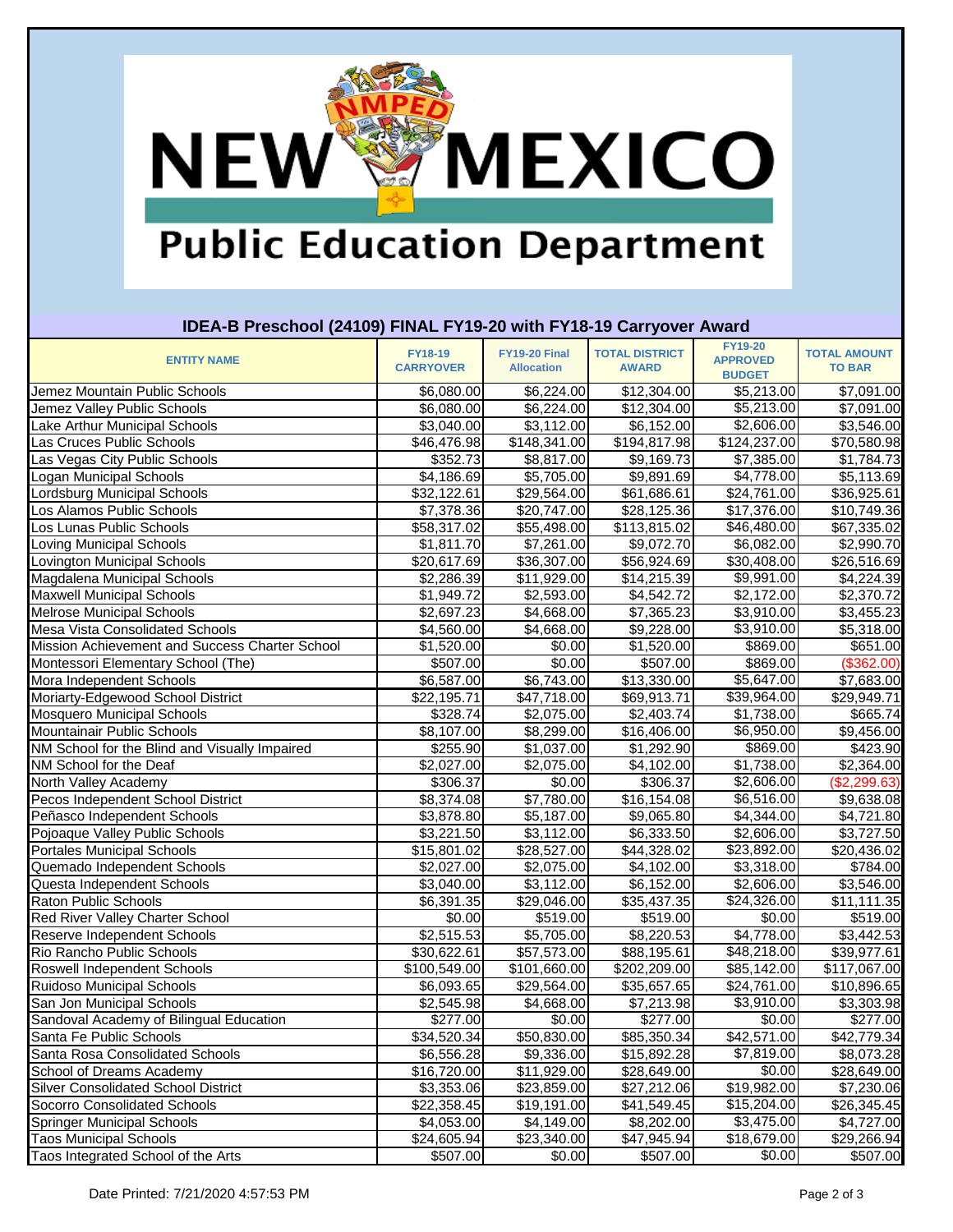# New Mexico Public Education Department

## IDEA-B Preschool (24109) FINAL FY19-20 with FY18-19 Carryover Award

| ENTITY NAME | FY18-19 CARRYOVER | FY19-20 Final Allocation | TOTAL DISTRICT AWARD | FY19-20 APPROVED BUDGET | TOTAL AMOUNT TO BAR |
|---|---|---|---|---|---|
| Jemez Mountain Public Schools | $6,080.00 | $6,224.00 | $12,304.00 | $5,213.00 | $7,091.00 |
| Jemez Valley Public Schools | $6,080.00 | $6,224.00 | $12,304.00 | $5,213.00 | $7,091.00 |
| Lake Arthur Municipal Schools | $3,040.00 | $3,112.00 | $6,152.00 | $2,606.00 | $3,546.00 |
| Las Cruces Public Schools | $46,476.98 | $148,341.00 | $194,817.98 | $124,237.00 | $70,580.98 |
| Las Vegas City Public Schools | $352.73 | $8,817.00 | $9,169.73 | $7,385.00 | $1,784.73 |
| Logan Municipal Schools | $4,186.69 | $5,705.00 | $9,891.69 | $4,778.00 | $5,113.69 |
| Lordsburg Municipal Schools | $32,122.61 | $29,564.00 | $61,686.61 | $24,761.00 | $36,925.61 |
| Los Alamos Public Schools | $7,378.36 | $20,747.00 | $28,125.36 | $17,376.00 | $10,749.36 |
| Los Lunas Public Schools | $58,317.02 | $55,498.00 | $113,815.02 | $46,480.00 | $67,335.02 |
| Loving Municipal Schools | $1,811.70 | $7,261.00 | $9,072.70 | $6,082.00 | $2,990.70 |
| Lovington Municipal Schools | $20,617.69 | $36,307.00 | $56,924.69 | $30,408.00 | $26,516.69 |
| Magdalena Municipal Schools | $2,286.39 | $11,929.00 | $14,215.39 | $9,991.00 | $4,224.39 |
| Maxwell Municipal Schools | $1,949.72 | $2,593.00 | $4,542.72 | $2,172.00 | $2,370.72 |
| Melrose Municipal Schools | $2,697.23 | $4,668.00 | $7,365.23 | $3,910.00 | $3,455.23 |
| Mesa Vista Consolidated Schools | $4,560.00 | $4,668.00 | $9,228.00 | $3,910.00 | $5,318.00 |
| Mission Achievement and Success Charter School | $1,520.00 | $0.00 | $1,520.00 | $869.00 | $651.00 |
| Montessori Elementary School (The) | $507.00 | $0.00 | $507.00 | $869.00 | ($362.00) |
| Mora Independent Schools | $6,587.00 | $6,743.00 | $13,330.00 | $5,647.00 | $7,683.00 |
| Moriarty-Edgewood School District | $22,195.71 | $47,718.00 | $69,913.71 | $39,964.00 | $29,949.71 |
| Mosquero Municipal Schools | $328.74 | $2,075.00 | $2,403.74 | $1,738.00 | $665.74 |
| Mountainair Public Schools | $8,107.00 | $8,299.00 | $16,406.00 | $6,950.00 | $9,456.00 |
| NM School for the Blind and Visually Impaired | $255.90 | $1,037.00 | $1,292.90 | $869.00 | $423.90 |
| NM School for the Deaf | $2,027.00 | $2,075.00 | $4,102.00 | $1,738.00 | $2,364.00 |
| North Valley Academy | $306.37 | $0.00 | $306.37 | $2,606.00 | ($2,299.63) |
| Pecos Independent School District | $8,374.08 | $7,780.00 | $16,154.08 | $6,516.00 | $9,638.08 |
| Peñasco Independent Schools | $3,878.80 | $5,187.00 | $9,065.80 | $4,344.00 | $4,721.80 |
| Pojoaque Valley Public Schools | $3,221.50 | $3,112.00 | $6,333.50 | $2,606.00 | $3,727.50 |
| Portales Municipal Schools | $15,801.02 | $28,527.00 | $44,328.02 | $23,892.00 | $20,436.02 |
| Quemado Independent Schools | $2,027.00 | $2,075.00 | $4,102.00 | $3,318.00 | $784.00 |
| Questa Independent Schools | $3,040.00 | $3,112.00 | $6,152.00 | $2,606.00 | $3,546.00 |
| Raton Public Schools | $6,391.35 | $29,046.00 | $35,437.35 | $24,326.00 | $11,111.35 |
| Red River Valley Charter School | $0.00 | $519.00 | $519.00 | $0.00 | $519.00 |
| Reserve Independent Schools | $2,515.53 | $5,705.00 | $8,220.53 | $4,778.00 | $3,442.53 |
| Rio Rancho Public Schools | $30,622.61 | $57,573.00 | $88,195.61 | $48,218.00 | $39,977.61 |
| Roswell Independent Schools | $100,549.00 | $101,660.00 | $202,209.00 | $85,142.00 | $117,067.00 |
| Ruidoso Municipal Schools | $6,093.65 | $29,564.00 | $35,657.65 | $24,761.00 | $10,896.65 |
| San Jon Municipal Schools | $2,545.98 | $4,668.00 | $7,213.98 | $3,910.00 | $3,303.98 |
| Sandoval Academy of Bilingual Education | $277.00 | $0.00 | $277.00 | $0.00 | $277.00 |
| Santa Fe Public Schools | $34,520.34 | $50,830.00 | $85,350.34 | $42,571.00 | $42,779.34 |
| Santa Rosa Consolidated Schools | $6,556.28 | $9,336.00 | $15,892.28 | $7,819.00 | $8,073.28 |
| School of Dreams Academy | $16,720.00 | $11,929.00 | $28,649.00 | $0.00 | $28,649.00 |
| Silver Consolidated School District | $3,353.06 | $23,859.00 | $27,212.06 | $19,982.00 | $7,230.06 |
| Socorro Consolidated Schools | $22,358.45 | $19,191.00 | $41,549.45 | $15,204.00 | $26,345.45 |
| Springer Municipal Schools | $4,053.00 | $4,149.00 | $8,202.00 | $3,475.00 | $4,727.00 |
| Taos Municipal Schools | $24,605.94 | $23,340.00 | $47,945.94 | $18,679.00 | $29,266.94 |
| Taos Integrated School of the Arts | $507.00 | $0.00 | $507.00 | $0.00 | $507.00 |

Date Printed: 7/21/2020 4:57:53 PM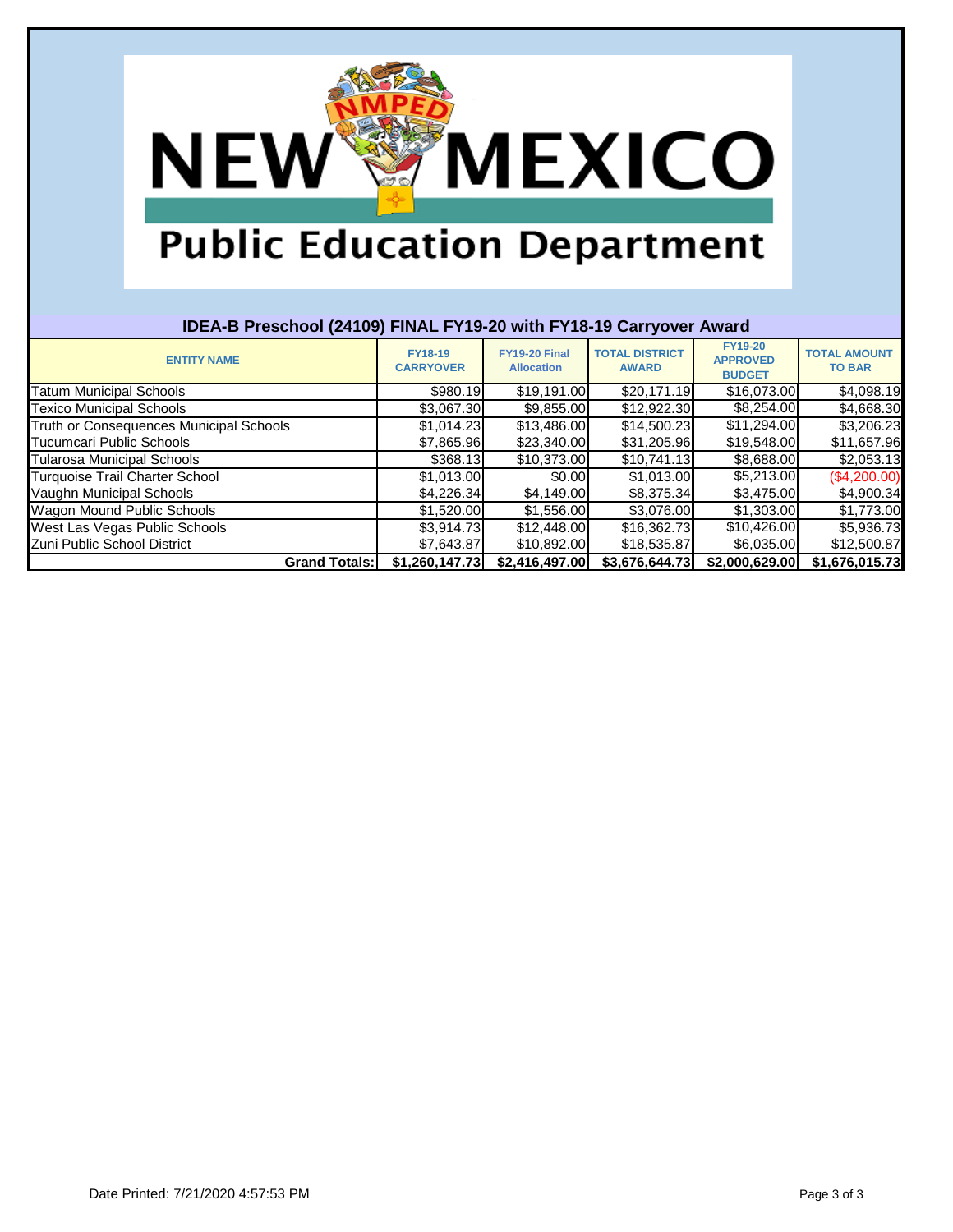# New Mexico Public Education Department

## IDEA-B Preschool (24109) FINAL FY19-20 with FY18-19 Carryover Award

| ENTITY NAME | FY18-19 CARRYOVER | FY19-20 Final Allocation | TOTAL DISTRICT AWARD | FY19-20 APPROVED BUDGET | TOTAL AMOUNT TO BAR |
|---|---|---|---|---|---|
| Tatum Municipal Schools | $980.19 | $19,191.00 | $20,171.19 | $16,073.00 | $4,098.19 |
| Texico Municipal Schools | $3,067.30 | $9,855.00 | $12,922.30 | $8,254.00 | $4,668.30 |
| Truth or Consequences Municipal Schools | $1,014.23 | $13,486.00 | $14,500.23 | $11,294.00 | $3,206.23 |
| Tucumcari Public Schools | $7,865.96 | $23,340.00 | $31,205.96 | $19,548.00 | $11,657.96 |
| Tularosa Municipal Schools | $368.13 | $10,373.00 | $10,741.13 | $8,688.00 | $2,053.13 |
| Turquoise Trail Charter School | $1,013.00 | $0.00 | $1,013.00 | $5,213.00 | ($4,200.00) |
| Vaughn Municipal Schools | $4,226.34 | $4,149.00 | $8,375.34 | $3,475.00 | $4,900.34 |
| Wagon Mound Public Schools | $1,520.00 | $1,556.00 | $3,076.00 | $1,303.00 | $1,773.00 |
| West Las Vegas Public Schools | $3,914.73 | $12,448.00 | $16,362.73 | $10,426.00 | $5,936.73 |
| Zuni Public School District | $7,643.87 | $10,892.00 | $18,535.87 | $6,035.00 | $12,500.87 |
| **Grand Totals:** | **$1,260,147.73** | **$2,416,497.00** | **$3,676,644.73** | **$2,000,629.00** | **$1,676,015.73** |

Date Printed: 7/21/2020 4:57:53 PM